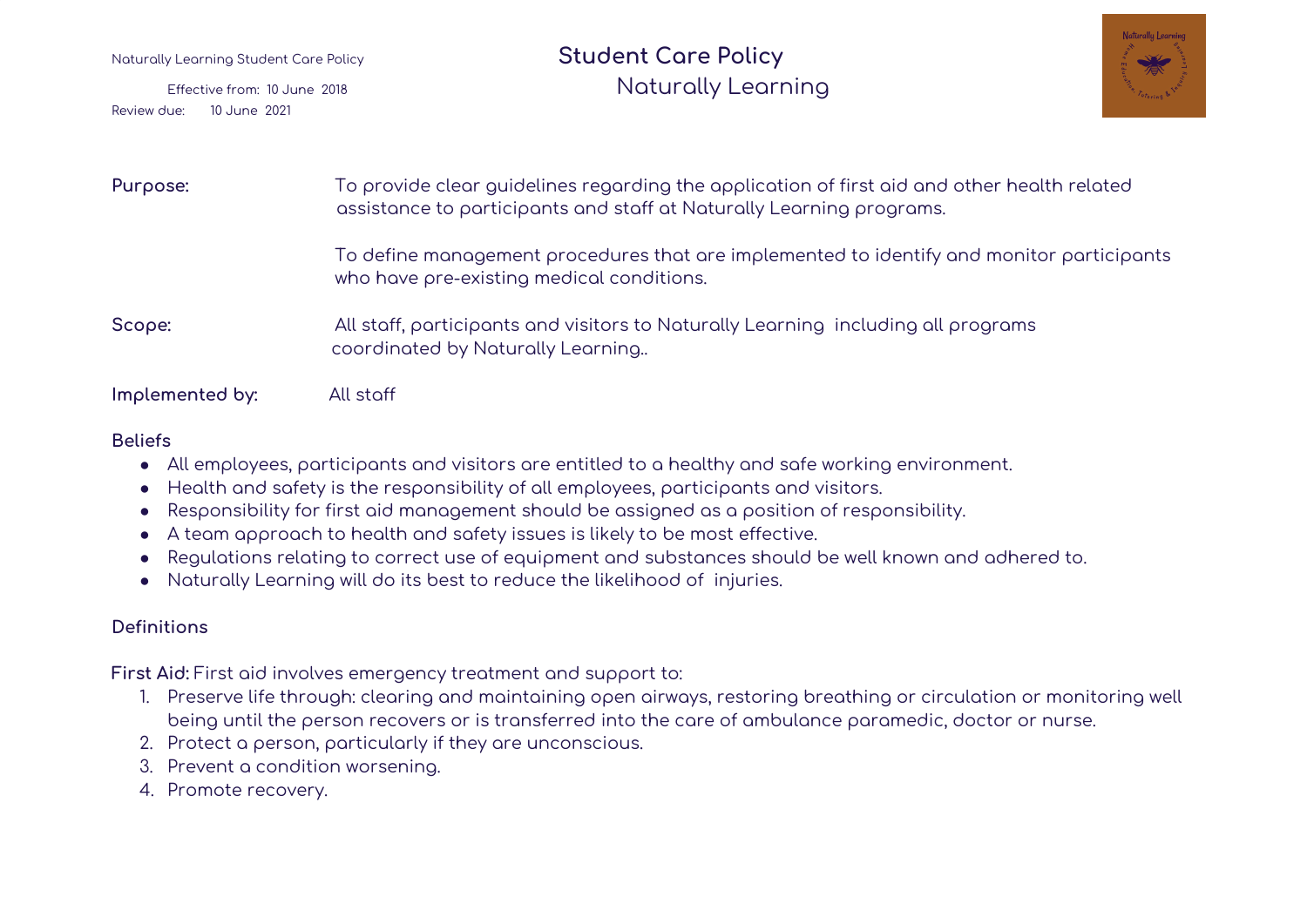Naturally Learning Student Care Policy

Effective from: 10 June 2018
Review due: 10 June 2021

# Student Care Policy
## Naturally Learning

**Purpose:** To provide clear guidelines regarding the application of first aid and other health related assistance to participants and staff at Naturally Learning programs.

To define management procedures that are implemented to identify and monitor participants who have pre-existing medical conditions.

**Scope:** All staff, participants and visitors to Naturally Learning including all programs coordinated by Naturally Learning..

**Implemented by:** All staff

### Beliefs

- All employees, participants and visitors are entitled to a healthy and safe working environment.
- Health and safety is the responsibility of all employees, participants and visitors.
- Responsibility for first aid management should be assigned as a position of responsibility.
- A team approach to health and safety issues is likely to be most effective.
- Regulations relating to correct use of equipment and substances should be well known and adhered to.
- Naturally Learning will do its best to reduce the likelihood of injuries.

### Definitions

**First Aid:** First aid involves emergency treatment and support to:

1. Preserve life through: clearing and maintaining open airways, restoring breathing or circulation or monitoring well being until the person recovers or is transferred into the care of ambulance paramedic, doctor or nurse.
2. Protect a person, particularly if they are unconscious.
3. Prevent a condition worsening.
4. Promote recovery.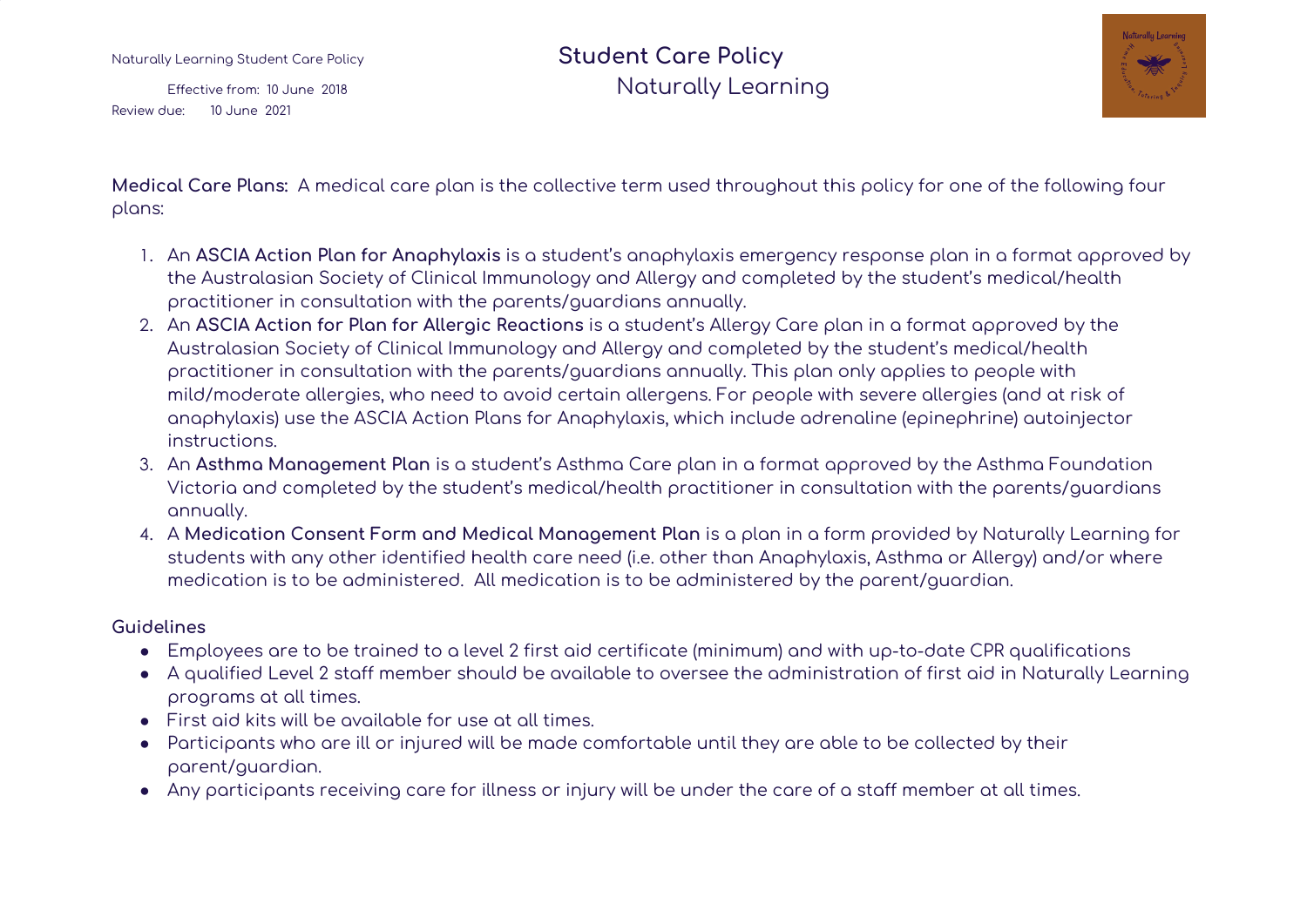**Medical Care Plans:** A medical care plan is the collective term used throughout this policy for one of the following four plans:

1. An **ASCIA Action Plan for Anaphylaxis** is a student's anaphylaxis emergency response plan in a format approved by the Australasian Society of Clinical Immunology and Allergy and completed by the student's medical/health practitioner in consultation with the parents/guardians annually.
2. An **ASCIA Action for Plan for Allergic Reactions** is a student's Allergy Care plan in a format approved by the Australasian Society of Clinical Immunology and Allergy and completed by the student's medical/health practitioner in consultation with the parents/guardians annually. This plan only applies to people with mild/moderate allergies, who need to avoid certain allergens. For people with severe allergies (and at risk of anaphylaxis) use the ASCIA Action Plans for Anaphylaxis, which include adrenaline (epinephrine) autoinjector instructions.
3. An **Asthma Management Plan** is a student's Asthma Care plan in a format approved by the Asthma Foundation Victoria and completed by the student's medical/health practitioner in consultation with the parents/guardians annually.
4. A **Medication Consent Form and Medical Management Plan** is a plan in a form provided by Naturally Learning for students with any other identified health care need (i.e. other than Anaphylaxis, Asthma or Allergy) and/or where medication is to be administered. All medication is to be administered by the parent/guardian.

**Guidelines**

- Employees are to be trained to a level 2 first aid certificate (minimum) and with up-to-date CPR qualifications
- A qualified Level 2 staff member should be available to oversee the administration of first aid in Naturally Learning programs at all times.
- First aid kits will be available for use at all times.
- Participants who are ill or injured will be made comfortable until they are able to be collected by their parent/guardian.
- Any participants receiving care for illness or injury will be under the care of a staff member at all times.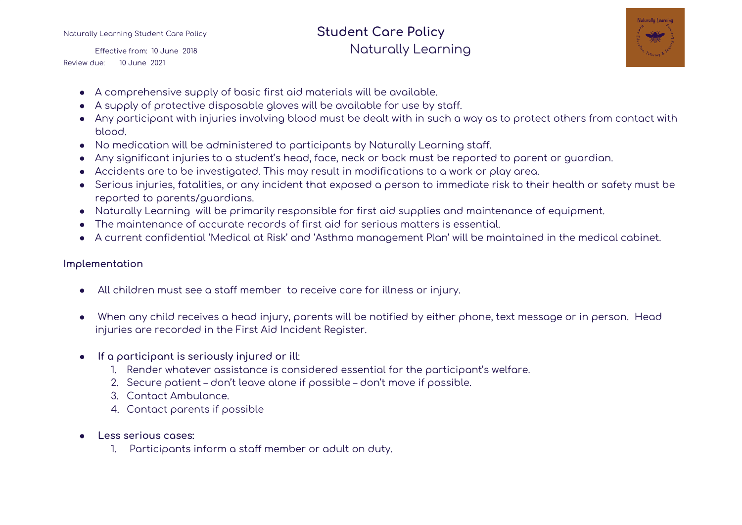- A comprehensive supply of basic first aid materials will be available.
- A supply of protective disposable gloves will be available for use by staff.
- Any participant with injuries involving blood must be dealt with in such a way as to protect others from contact with blood.
- No medication will be administered to participants by Naturally Learning staff.
- Any significant injuries to a student's head, face, neck or back must be reported to parent or guardian.
- Accidents are to be investigated. This may result in modifications to a work or play area.
- Serious injuries, fatalities, or any incident that exposed a person to immediate risk to their health or safety must be reported to parents/guardians.
- Naturally Learning will be primarily responsible for first aid supplies and maintenance of equipment.
- The maintenance of accurate records of first aid for serious matters is essential.
- A current confidential 'Medical at Risk' and 'Asthma management Plan' will be maintained in the medical cabinet.

## Implementation

- All children must see a staff member to receive care for illness or injury.

- When any child receives a head injury, parents will be notified by either phone, text message or in person. Head injuries are recorded in the First Aid Incident Register.

- **If a participant is seriously injured or ill**:
  1. Render whatever assistance is considered essential for the participant's welfare.
  2. Secure patient – don't leave alone if possible – don't move if possible.
  3. Contact Ambulance.
  4. Contact parents if possible

- **Less serious cases:**
  1. Participants inform a staff member or adult on duty.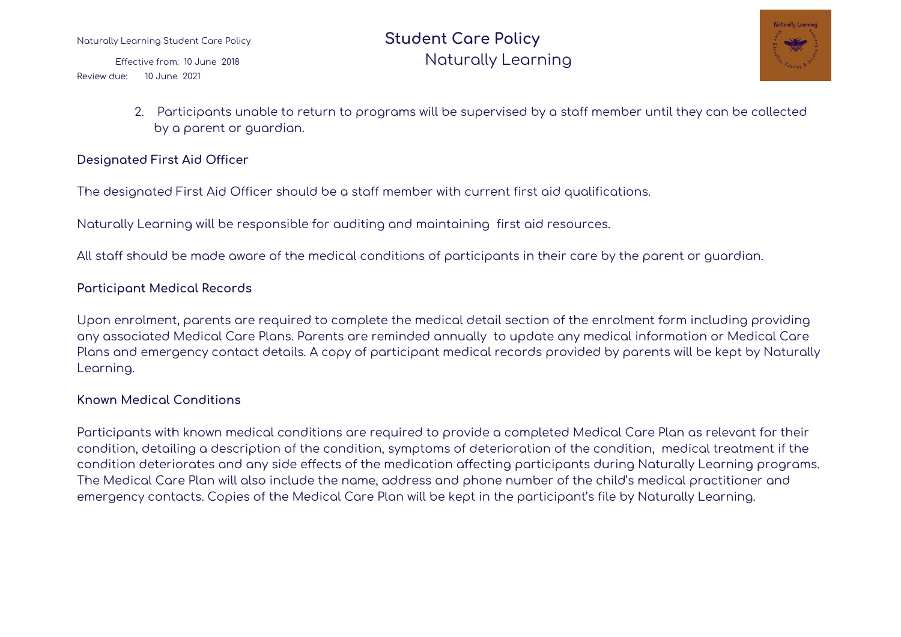2. Participants unable to return to programs will be supervised by a staff member until they can be collected by a parent or guardian.

**Designated First Aid Officer**

The designated First Aid Officer should be a staff member with current first aid qualifications.

Naturally Learning will be responsible for auditing and maintaining first aid resources.

All staff should be made aware of the medical conditions of participants in their care by the parent or guardian.

**Participant Medical Records**

Upon enrolment, parents are required to complete the medical detail section of the enrolment form including providing any associated Medical Care Plans. Parents are reminded annually to update any medical information or Medical Care Plans and emergency contact details. A copy of participant medical records provided by parents will be kept by Naturally Learning.

**Known Medical Conditions**

Participants with known medical conditions are required to provide a completed Medical Care Plan as relevant for their condition, detailing a description of the condition, symptoms of deterioration of the condition, medical treatment if the condition deteriorates and any side effects of the medication affecting participants during Naturally Learning programs. The Medical Care Plan will also include the name, address and phone number of the child's medical practitioner and emergency contacts. Copies of the Medical Care Plan will be kept in the participant's file by Naturally Learning.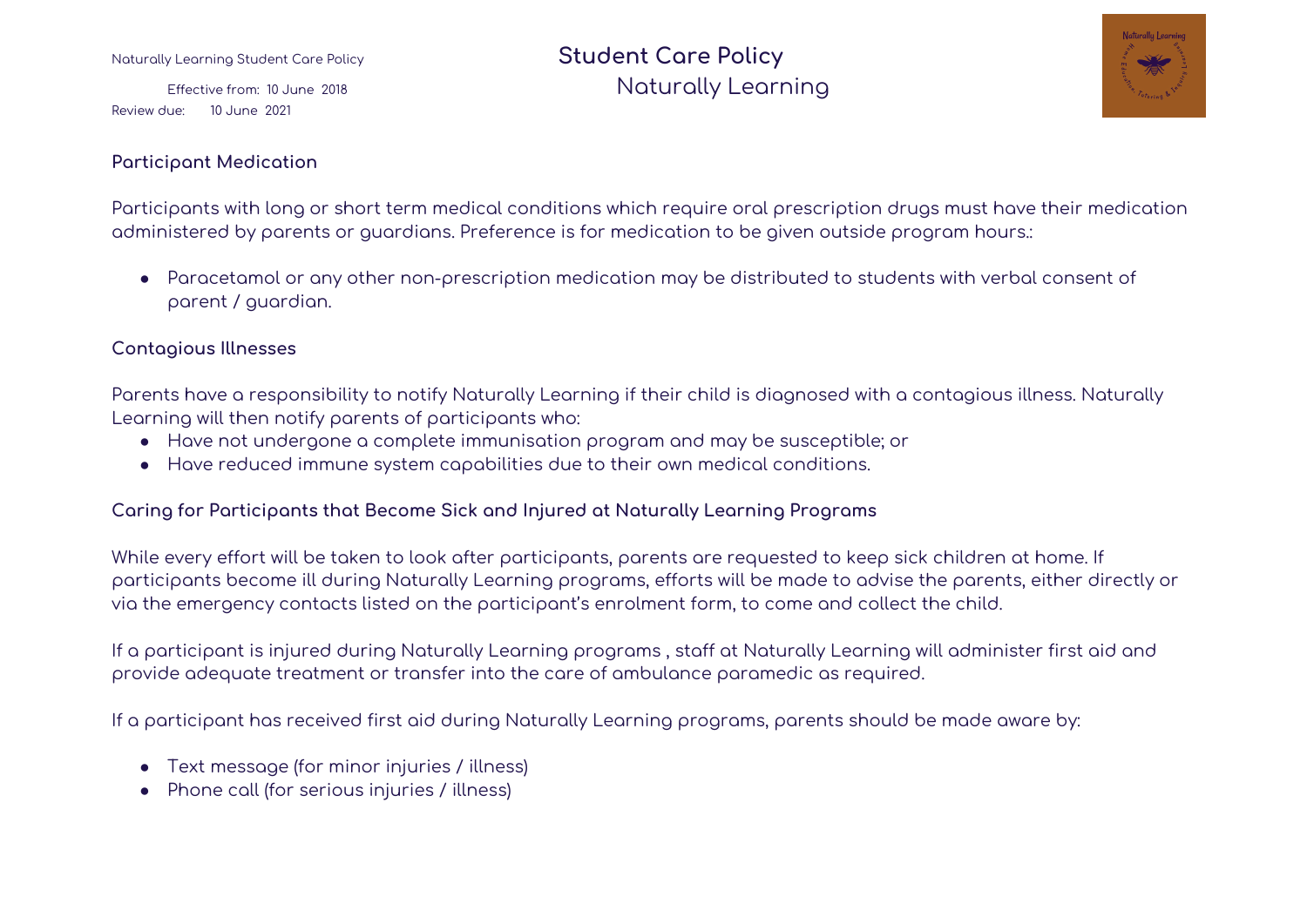## Participant Medication

Participants with long or short term medical conditions which require oral prescription drugs must have their medication administered by parents or guardians. Preference is for medication to be given outside program hours.:

- Paracetamol or any other non-prescription medication may be distributed to students with verbal consent of parent / guardian.

## Contagious Illnesses

Parents have a responsibility to notify Naturally Learning if their child is diagnosed with a contagious illness. Naturally Learning will then notify parents of participants who:

- Have not undergone a complete immunisation program and may be susceptible; or
- Have reduced immune system capabilities due to their own medical conditions.

## Caring for Participants that Become Sick and Injured at Naturally Learning Programs

While every effort will be taken to look after participants, parents are requested to keep sick children at home. If participants become ill during Naturally Learning programs, efforts will be made to advise the parents, either directly or via the emergency contacts listed on the participant's enrolment form, to come and collect the child.

If a participant is injured during Naturally Learning programs , staff at Naturally Learning will administer first aid and provide adequate treatment or transfer into the care of ambulance paramedic as required.

If a participant has received first aid during Naturally Learning programs, parents should be made aware by:

- Text message (for minor injuries / illness)
- Phone call (for serious injuries / illness)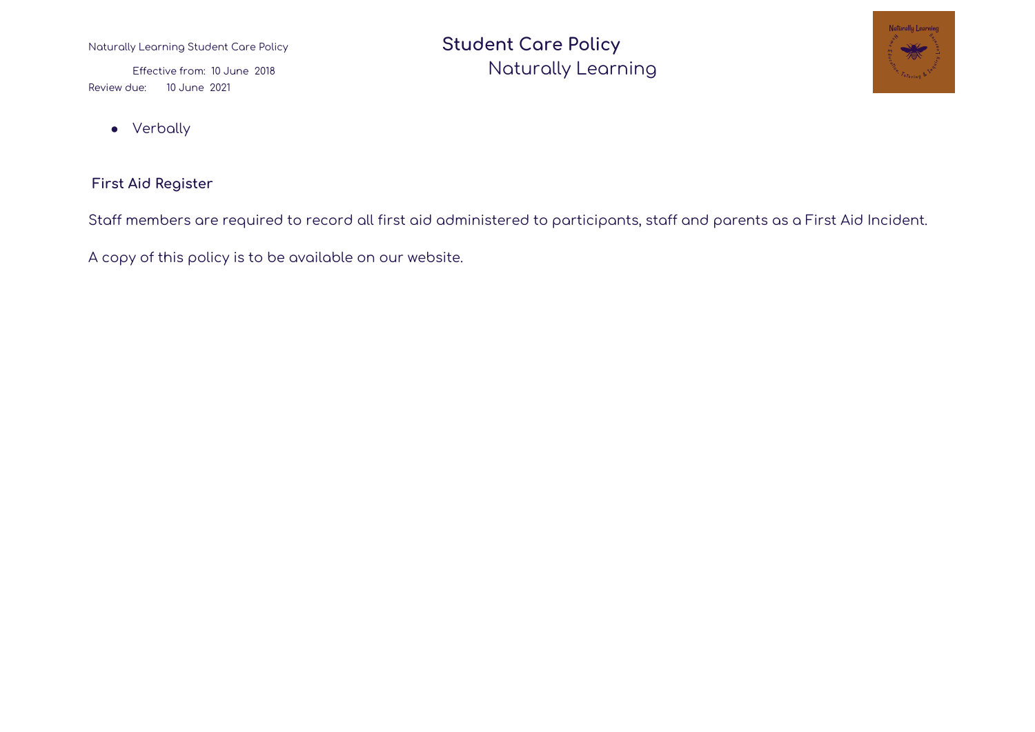- Verbally

**First Aid Register**

Staff members are required to record all first aid administered to participants, staff and parents as a First Aid Incident.

A copy of this policy is to be available on our website.